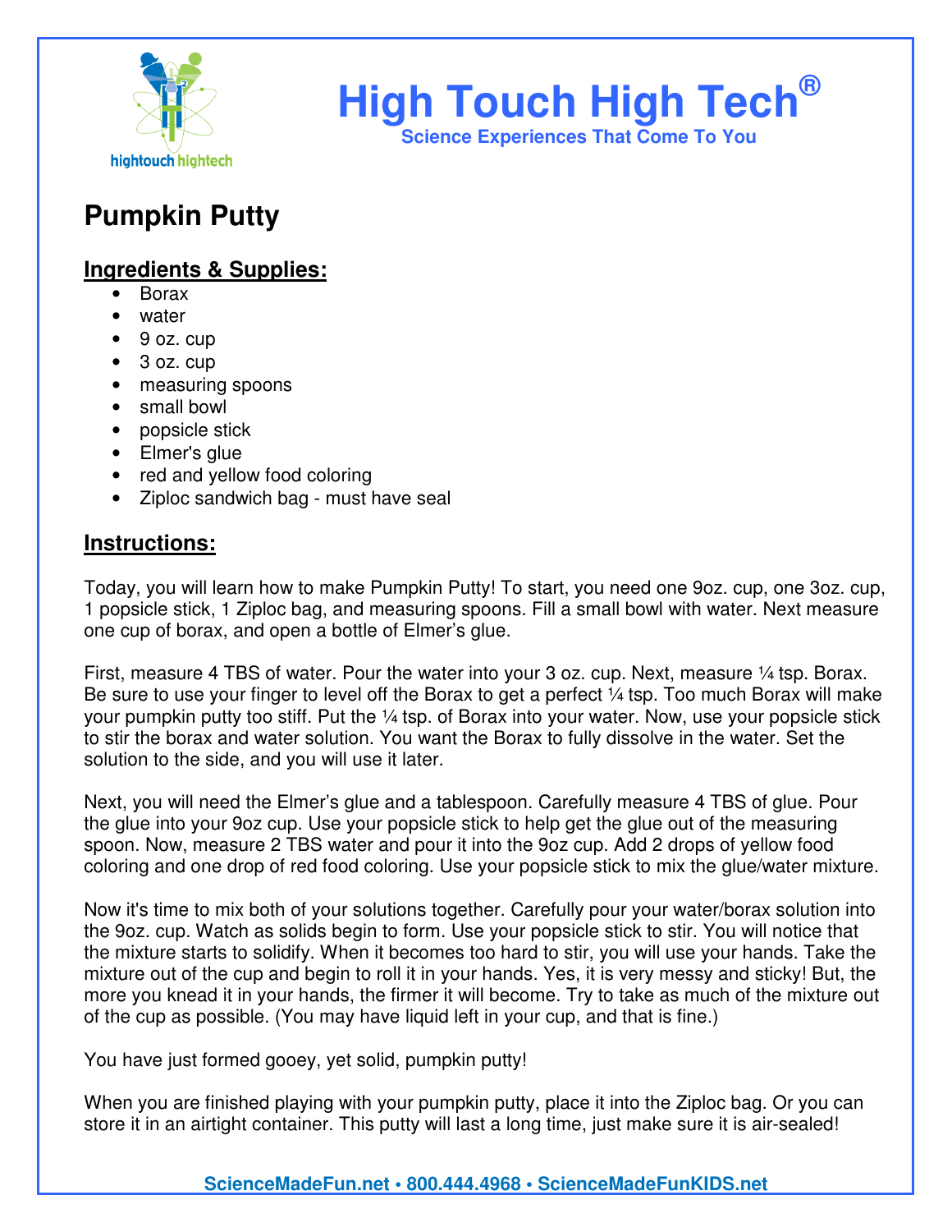# High Touch High Tech®

**Science Experiences That Come To You**

## Pumpkin Putty

### Ingredients & Supplies:

- Borax
- water
- 9 oz. cup
- 3 oz. cup
- measuring spoons
- small bowl
- popsicle stick
- Elmer's glue
- red and yellow food coloring
- Ziploc sandwich bag - must have seal

### Instructions:

Today, you will learn how to make Pumpkin Putty! To start, you need one 9oz. cup, one 3oz. cup, 1 popsicle stick, 1 Ziploc bag, and measuring spoons. Fill a small bowl with water. Next measure one cup of borax, and open a bottle of Elmer's glue.

First, measure 4 TBS of water. Pour the water into your 3 oz. cup. Next, measure ¼ tsp. Borax. Be sure to use your finger to level off the Borax to get a perfect ¼ tsp. Too much Borax will make your pumpkin putty too stiff. Put the ¼ tsp. of Borax into your water. Now, use your popsicle stick to stir the borax and water solution. You want the Borax to fully dissolve in the water. Set the solution to the side, and you will use it later.

Next, you will need the Elmer's glue and a tablespoon. Carefully measure 4 TBS of glue. Pour the glue into your 9oz cup. Use your popsicle stick to help get the glue out of the measuring spoon. Now, measure 2 TBS water and pour it into the 9oz cup. Add 2 drops of yellow food coloring and one drop of red food coloring. Use your popsicle stick to mix the glue/water mixture.

Now it's time to mix both of your solutions together. Carefully pour your water/borax solution into the 9oz. cup. Watch as solids begin to form. Use your popsicle stick to stir. You will notice that the mixture starts to solidify. When it becomes too hard to stir, you will use your hands. Take the mixture out of the cup and begin to roll it in your hands. Yes, it is very messy and sticky! But, the more you knead it in your hands, the firmer it will become. Try to take as much of the mixture out of the cup as possible. (You may have liquid left in your cup, and that is fine.)

You have just formed gooey, yet solid, pumpkin putty!

When you are finished playing with your pumpkin putty, place it into the Ziploc bag. Or you can store it in an airtight container. This putty will last a long time, just make sure it is air-sealed!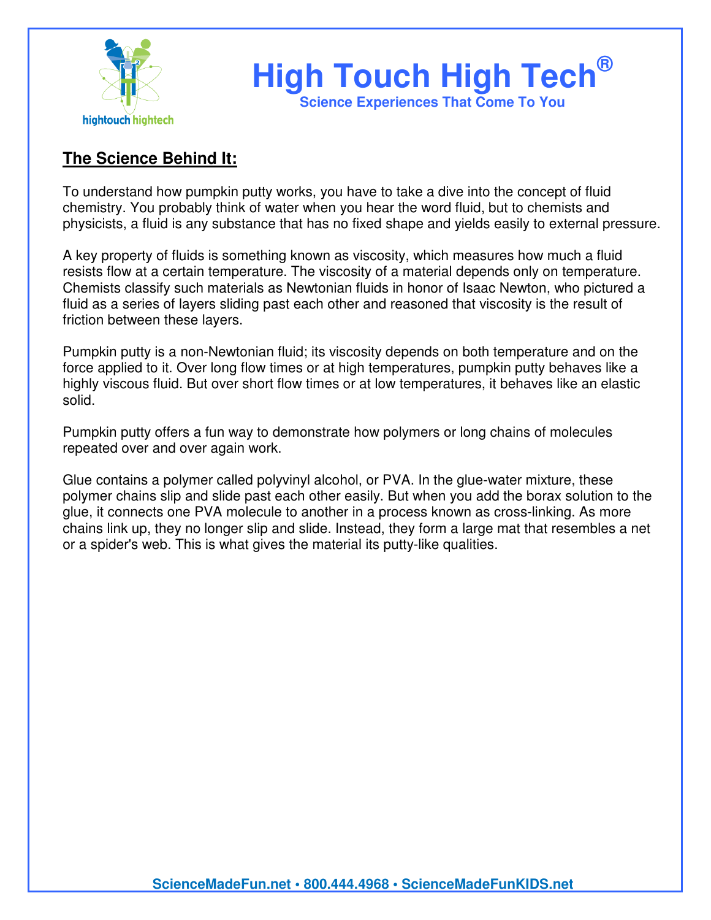## The Science Behind It:

To understand how pumpkin putty works, you have to take a dive into the concept of fluid chemistry. You probably think of water when you hear the word fluid, but to chemists and physicists, a fluid is any substance that has no fixed shape and yields easily to external pressure.

A key property of fluids is something known as viscosity, which measures how much a fluid resists flow at a certain temperature. The viscosity of a material depends only on temperature. Chemists classify such materials as Newtonian fluids in honor of Isaac Newton, who pictured a fluid as a series of layers sliding past each other and reasoned that viscosity is the result of friction between these layers.

Pumpkin putty is a non-Newtonian fluid; its viscosity depends on both temperature and on the force applied to it. Over long flow times or at high temperatures, pumpkin putty behaves like a highly viscous fluid. But over short flow times or at low temperatures, it behaves like an elastic solid.

Pumpkin putty offers a fun way to demonstrate how polymers or long chains of molecules repeated over and over again work.

Glue contains a polymer called polyvinyl alcohol, or PVA. In the glue-water mixture, these polymer chains slip and slide past each other easily. But when you add the borax solution to the glue, it connects one PVA molecule to another in a process known as cross-linking. As more chains link up, they no longer slip and slide. Instead, they form a large mat that resembles a net or a spider's web. This is what gives the material its putty-like qualities.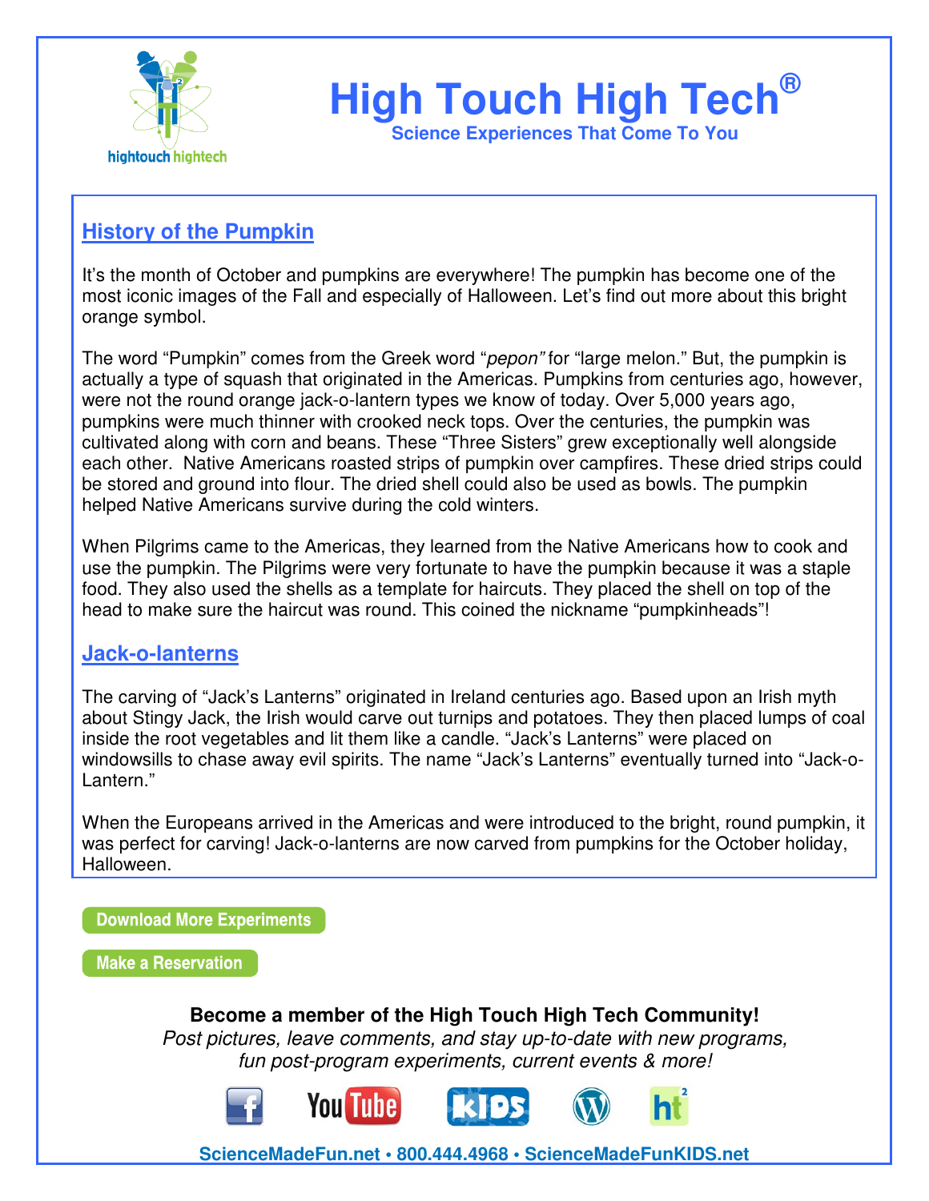# High Touch High Tech®

**Science Experiences That Come To You**

## History of the Pumpkin

It's the month of October and pumpkins are everywhere! The pumpkin has become one of the most iconic images of the Fall and especially of Halloween. Let's find out more about this bright orange symbol.

The word "Pumpkin" comes from the Greek word "*pepon*" for "large melon." But, the pumpkin is actually a type of squash that originated in the Americas. Pumpkins from centuries ago, however, were not the round orange jack-o-lantern types we know of today. Over 5,000 years ago, pumpkins were much thinner with crooked neck tops. Over the centuries, the pumpkin was cultivated along with corn and beans. These "Three Sisters" grew exceptionally well alongside each other. Native Americans roasted strips of pumpkin over campfires. These dried strips could be stored and ground into flour. The dried shell could also be used as bowls. The pumpkin helped Native Americans survive during the cold winters.

When Pilgrims came to the Americas, they learned from the Native Americans how to cook and use the pumpkin. The Pilgrims were very fortunate to have the pumpkin because it was a staple food. They also used the shells as a template for haircuts. They placed the shell on top of the head to make sure the haircut was round. This coined the nickname "pumpkinheads"!

## Jack-o-lanterns

The carving of "Jack's Lanterns" originated in Ireland centuries ago. Based upon an Irish myth about Stingy Jack, the Irish would carve out turnips and potatoes. They then placed lumps of coal inside the root vegetables and lit them like a candle. "Jack's Lanterns" were placed on windowsills to chase away evil spirits. The name "Jack's Lanterns" eventually turned into "Jack-o-Lantern."

When the Europeans arrived in the Americas and were introduced to the bright, round pumpkin, it was perfect for carving! Jack-o-lanterns are now carved from pumpkins for the October holiday, Halloween.

Download More Experiments

Make a Reservation

**Become a member of the High Touch High Tech Community!**

*Post pictures, leave comments, and stay up-to-date with new programs, fun post-program experiments, current events & more!*

**ScienceMadeFun.net • 800.444.4968 • ScienceMadeFunKIDS.net**